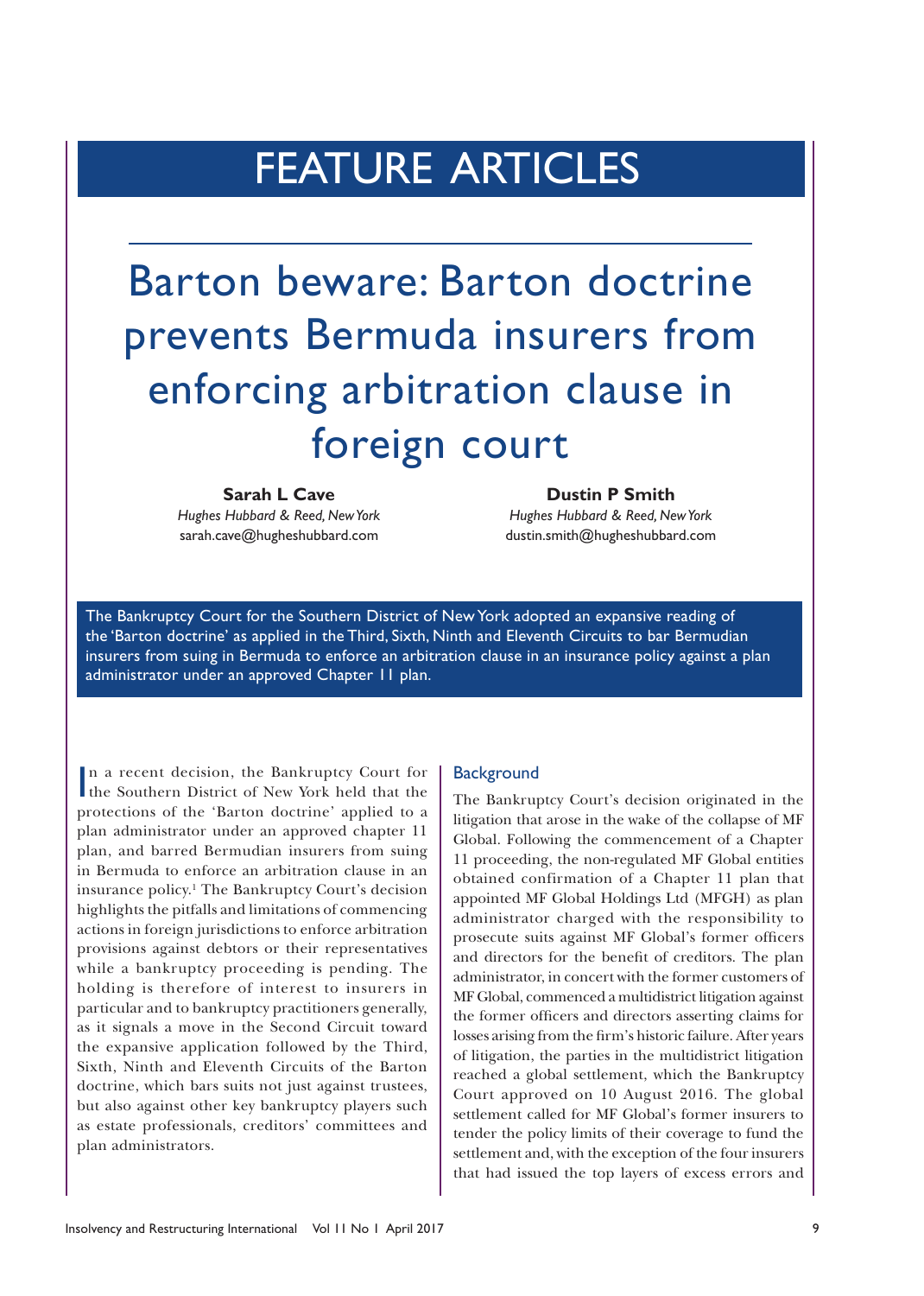# FEATURE ARTICLES

# Barton beware: Barton doctrine prevents Bermuda insurers from enforcing arbitration clause in foreign court

**Sarah L Cave**
*Hughes Hubbard & Reed, New York*
sarah.cave@hugheshubbard.com

**Dustin P Smith**
*Hughes Hubbard & Reed, New York*
dustin.smith@hugheshubbard.com

The Bankruptcy Court for the Southern District of New York adopted an expansive reading of the 'Barton doctrine' as applied in the Third, Sixth, Ninth and Eleventh Circuits to bar Bermudian insurers from suing in Bermuda to enforce an arbitration clause in an insurance policy against a plan administrator under an approved Chapter 11 plan.

In a recent decision, the Bankruptcy Court for the Southern District of New York held that the protections of the 'Barton doctrine' applied to a plan administrator under an approved chapter 11 plan, and barred Bermudian insurers from suing in Bermuda to enforce an arbitration clause in an insurance policy.[1] The Bankruptcy Court's decision highlights the pitfalls and limitations of commencing actions in foreign jurisdictions to enforce arbitration provisions against debtors or their representatives while a bankruptcy proceeding is pending. The holding is therefore of interest to insurers in particular and to bankruptcy practitioners generally, as it signals a move in the Second Circuit toward the expansive application followed by the Third, Sixth, Ninth and Eleventh Circuits of the Barton doctrine, which bars suits not just against trustees, but also against other key bankruptcy players such as estate professionals, creditors' committees and plan administrators.

## Background

The Bankruptcy Court's decision originated in the litigation that arose in the wake of the collapse of MF Global. Following the commencement of a Chapter 11 proceeding, the non-regulated MF Global entities obtained confirmation of a Chapter 11 plan that appointed MF Global Holdings Ltd (MFGH) as plan administrator charged with the responsibility to prosecute suits against MF Global's former officers and directors for the benefit of creditors. The plan administrator, in concert with the former customers of MF Global, commenced a multidistrict litigation against the former officers and directors asserting claims for losses arising from the firm's historic failure. After years of litigation, the parties in the multidistrict litigation reached a global settlement, which the Bankruptcy Court approved on 10 August 2016. The global settlement called for MF Global's former insurers to tender the policy limits of their coverage to fund the settlement and, with the exception of the four insurers that had issued the top layers of excess errors and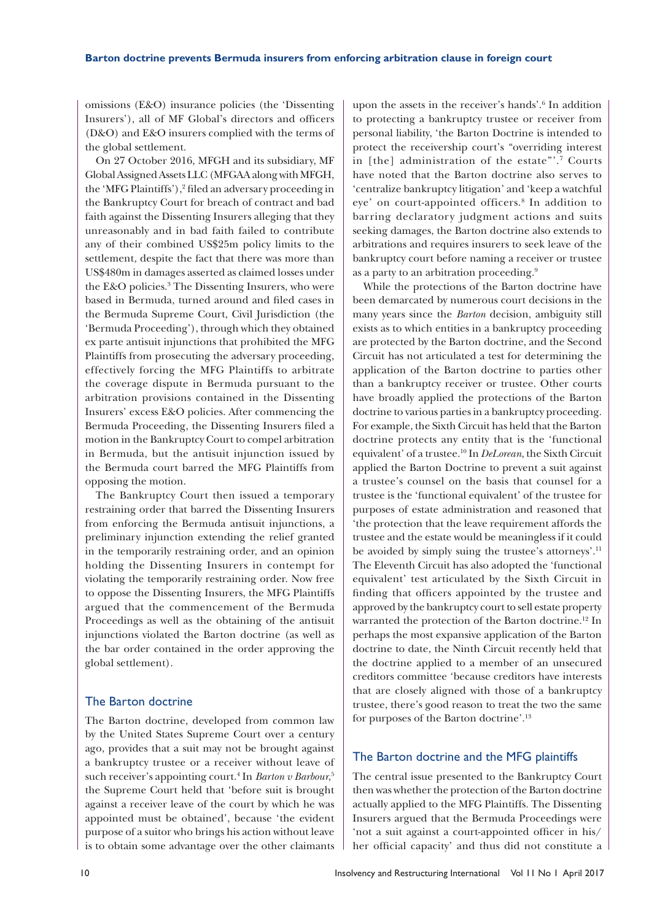omissions (E&O) insurance policies (the 'Dissenting Insurers'), all of MF Global's directors and officers (D&O) and E&O insurers complied with the terms of the global settlement.

On 27 October 2016, MFGH and its subsidiary, MF Global Assigned Assets LLC (MFGAA along with MFGH, the 'MFG Plaintiffs'),[2] filed an adversary proceeding in the Bankruptcy Court for breach of contract and bad faith against the Dissenting Insurers alleging that they unreasonably and in bad faith failed to contribute any of their combined US$25m policy limits to the settlement, despite the fact that there was more than US$480m in damages asserted as claimed losses under the E&O policies.[3] The Dissenting Insurers, who were based in Bermuda, turned around and filed cases in the Bermuda Supreme Court, Civil Jurisdiction (the 'Bermuda Proceeding'), through which they obtained ex parte antisuit injunctions that prohibited the MFG Plaintiffs from prosecuting the adversary proceeding, effectively forcing the MFG Plaintiffs to arbitrate the coverage dispute in Bermuda pursuant to the arbitration provisions contained in the Dissenting Insurers' excess E&O policies. After commencing the Bermuda Proceeding, the Dissenting Insurers filed a motion in the Bankruptcy Court to compel arbitration in Bermuda, but the antisuit injunction issued by the Bermuda court barred the MFG Plaintiffs from opposing the motion.

The Bankruptcy Court then issued a temporary restraining order that barred the Dissenting Insurers from enforcing the Bermuda antisuit injunctions, a preliminary injunction extending the relief granted in the temporarily restraining order, and an opinion holding the Dissenting Insurers in contempt for violating the temporarily restraining order. Now free to oppose the Dissenting Insurers, the MFG Plaintiffs argued that the commencement of the Bermuda Proceedings as well as the obtaining of the antisuit injunctions violated the Barton doctrine (as well as the bar order contained in the order approving the global settlement).

## The Barton doctrine

The Barton doctrine, developed from common law by the United States Supreme Court over a century ago, provides that a suit may not be brought against a bankruptcy trustee or a receiver without leave of such receiver's appointing court.[4] In *Barton v Barbour*,[5] the Supreme Court held that 'before suit is brought against a receiver leave of the court by which he was appointed must be obtained', because 'the evident purpose of a suitor who brings his action without leave is to obtain some advantage over the other claimants upon the assets in the receiver's hands'.[6] In addition to protecting a bankruptcy trustee or receiver from personal liability, 'the Barton Doctrine is intended to protect the receivership court's "overriding interest in [the] administration of the estate"'.[7] Courts have noted that the Barton doctrine also serves to 'centralize bankruptcy litigation' and 'keep a watchful eye' on court-appointed officers.[8] In addition to barring declaratory judgment actions and suits seeking damages, the Barton doctrine also extends to arbitrations and requires insurers to seek leave of the bankruptcy court before naming a receiver or trustee as a party to an arbitration proceeding.[9]

While the protections of the Barton doctrine have been demarcated by numerous court decisions in the many years since the *Barton* decision, ambiguity still exists as to which entities in a bankruptcy proceeding are protected by the Barton doctrine, and the Second Circuit has not articulated a test for determining the application of the Barton doctrine to parties other than a bankruptcy receiver or trustee. Other courts have broadly applied the protections of the Barton doctrine to various parties in a bankruptcy proceeding. For example, the Sixth Circuit has held that the Barton doctrine protects any entity that is the 'functional equivalent' of a trustee.[10] In *DeLorean*, the Sixth Circuit applied the Barton Doctrine to prevent a suit against a trustee's counsel on the basis that counsel for a trustee is the 'functional equivalent' of the trustee for purposes of estate administration and reasoned that 'the protection that the leave requirement affords the trustee and the estate would be meaningless if it could be avoided by simply suing the trustee's attorneys'.[11] The Eleventh Circuit has also adopted the 'functional equivalent' test articulated by the Sixth Circuit in finding that officers appointed by the trustee and approved by the bankruptcy court to sell estate property warranted the protection of the Barton doctrine.[12] In perhaps the most expansive application of the Barton doctrine to date, the Ninth Circuit recently held that the doctrine applied to a member of an unsecured creditors committee 'because creditors have interests that are closely aligned with those of a bankruptcy trustee, there's good reason to treat the two the same for purposes of the Barton doctrine'.[13]

## The Barton doctrine and the MFG plaintiffs

The central issue presented to the Bankruptcy Court then was whether the protection of the Barton doctrine actually applied to the MFG Plaintiffs. The Dissenting Insurers argued that the Bermuda Proceedings were 'not a suit against a court-appointed officer in his/her official capacity' and thus did not constitute a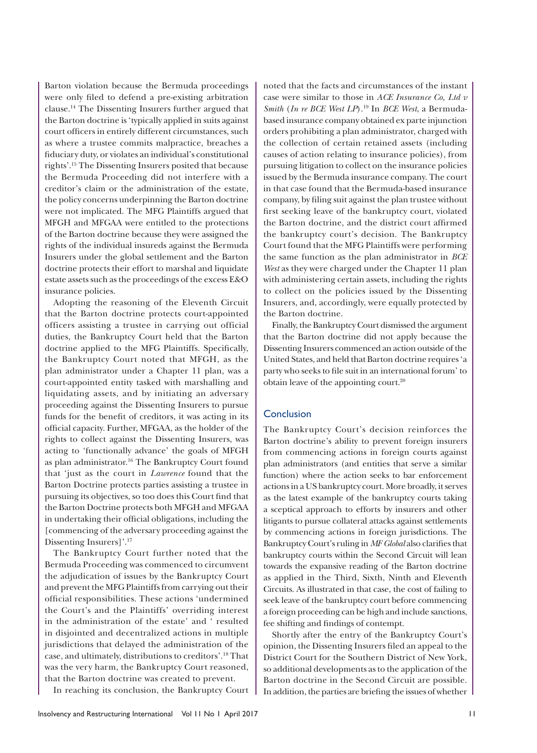Barton violation because the Bermuda proceedings were only filed to defend a pre-existing arbitration clause.[14] The Dissenting Insurers further argued that the Barton doctrine is 'typically applied in suits against court officers in entirely different circumstances, such as where a trustee commits malpractice, breaches a fiduciary duty, or violates an individual's constitutional rights'.[15] The Dissenting Insurers posited that because the Bermuda Proceeding did not interfere with a creditor's claim or the administration of the estate, the policy concerns underpinning the Barton doctrine were not implicated. The MFG Plaintiffs argued that MFGH and MFGAA were entitled to the protections of the Barton doctrine because they were assigned the rights of the individual insureds against the Bermuda Insurers under the global settlement and the Barton doctrine protects their effort to marshal and liquidate estate assets such as the proceedings of the excess E&O insurance policies.

Adopting the reasoning of the Eleventh Circuit that the Barton doctrine protects court-appointed officers assisting a trustee in carrying out official duties, the Bankruptcy Court held that the Barton doctrine applied to the MFG Plaintiffs. Specifically, the Bankruptcy Court noted that MFGH, as the plan administrator under a Chapter 11 plan, was a court-appointed entity tasked with marshalling and liquidating assets, and by initiating an adversary proceeding against the Dissenting Insurers to pursue funds for the benefit of creditors, it was acting in its official capacity. Further, MFGAA, as the holder of the rights to collect against the Dissenting Insurers, was acting to 'functionally advance' the goals of MFGH as plan administrator.[16] The Bankruptcy Court found that 'just as the court in *Lawrence* found that the Barton Doctrine protects parties assisting a trustee in pursuing its objectives, so too does this Court find that the Barton Doctrine protects both MFGH and MFGAA in undertaking their official obligations, including the [commencing of the adversary proceeding against the Dissenting Insurers]'.[17]

The Bankruptcy Court further noted that the Bermuda Proceeding was commenced to circumvent the adjudication of issues by the Bankruptcy Court and prevent the MFG Plaintiffs from carrying out their official responsibilities. These actions 'undermined the Court's and the Plaintiffs' overriding interest in the administration of the estate' and ' resulted in disjointed and decentralized actions in multiple jurisdictions that delayed the administration of the case, and ultimately, distributions to creditors'.[18] That was the very harm, the Bankruptcy Court reasoned, that the Barton doctrine was created to prevent.

In reaching its conclusion, the Bankruptcy Court noted that the facts and circumstances of the instant case were similar to those in *ACE Insurance Co, Ltd v Smith* (*In re BCE West LP*).[19] In *BCE West*, a Bermuda-based insurance company obtained ex parte injunction orders prohibiting a plan administrator, charged with the collection of certain retained assets (including causes of action relating to insurance policies), from pursuing litigation to collect on the insurance policies issued by the Bermuda insurance company. The court in that case found that the Bermuda-based insurance company, by filing suit against the plan trustee without first seeking leave of the bankruptcy court, violated the Barton doctrine, and the district court affirmed the bankruptcy court's decision. The Bankruptcy Court found that the MFG Plaintiffs were performing the same function as the plan administrator in *BCE West* as they were charged under the Chapter 11 plan with administering certain assets, including the rights to collect on the policies issued by the Dissenting Insurers, and, accordingly, were equally protected by the Barton doctrine.

Finally, the Bankruptcy Court dismissed the argument that the Barton doctrine did not apply because the Dissenting Insurers commenced an action outside of the United States, and held that Barton doctrine requires 'a party who seeks to file suit in an international forum' to obtain leave of the appointing court.[20]

## Conclusion

The Bankruptcy Court's decision reinforces the Barton doctrine's ability to prevent foreign insurers from commencing actions in foreign courts against plan administrators (and entities that serve a similar function) where the action seeks to bar enforcement actions in a US bankruptcy court. More broadly, it serves as the latest example of the bankruptcy courts taking a sceptical approach to efforts by insurers and other litigants to pursue collateral attacks against settlements by commencing actions in foreign jurisdictions. The Bankruptcy Court's ruling in *MF Global* also clarifies that bankruptcy courts within the Second Circuit will lean towards the expansive reading of the Barton doctrine as applied in the Third, Sixth, Ninth and Eleventh Circuits. As illustrated in that case, the cost of failing to seek leave of the bankruptcy court before commencing a foreign proceeding can be high and include sanctions, fee shifting and findings of contempt.

Shortly after the entry of the Bankruptcy Court's opinion, the Dissenting Insurers filed an appeal to the District Court for the Southern District of New York, so additional developments as to the application of the Barton doctrine in the Second Circuit are possible. In addition, the parties are briefing the issues of whether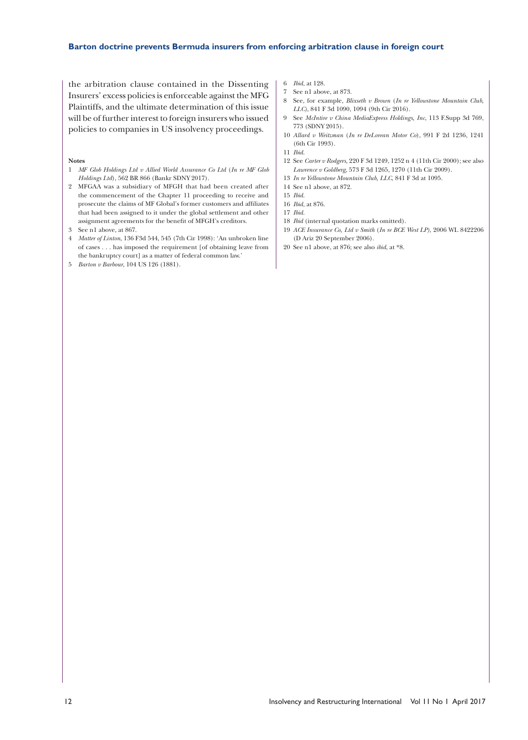the arbitration clause contained in the Dissenting Insurers' excess policies is enforceable against the MFG Plaintiffs, and the ultimate determination of this issue will be of further interest to foreign insurers who issued policies to companies in US insolvency proceedings.

**Notes**

1 *MF Glob Holdings Ltd v Allied World Assurance Co Ltd* (*In re MF Glob Holdings Ltd*), 562 BR 866 (Bankr SDNY 2017).

2 MFGAA was a subsidiary of MFGH that had been created after the commencement of the Chapter 11 proceeding to receive and prosecute the claims of MF Global's former customers and affiliates that had been assigned to it under the global settlement and other assignment agreements for the benefit of MFGH's creditors.

3 See n1 above, at 867.

4 *Matter of Linton*, 136 F3d 544, 545 (7th Cir 1998): 'An unbroken line of cases . . . has imposed the requirement [of obtaining leave from the bankruptcy court] as a matter of federal common law.'

5 *Barton v Barbour*, 104 US 126 (1881).

6 *Ibid*, at 128.

7 See n1 above, at 873.

8 See, for example, *Blixseth v Brown* (*In re Yellowstone Mountain Club, LLC*), 841 F 3d 1090, 1094 (9th Cir 2016).

9 See *McIntire v China MediaExpress Holdings, Inc*, 113 F.Supp 3d 769, 773 (SDNY 2015).

10 *Allard v Weitzman* (*In re DeLorean Motor Co*), 991 F 2d 1236, 1241 (6th Cir 1993).

11 *Ibid*.

12 See *Carter v Rodgers*, 220 F 3d 1249, 1252 n 4 (11th Cir 2000); see also *Lawrence v Goldberg*, 573 F 3d 1265, 1270 (11th Cir 2009).

13 *In re Yellowstone Mountain Club, LLC*, 841 F 3d at 1095.

14 See n1 above, at 872.

15 *Ibid*.

16 *Ibid*, at 876.

17 *Ibid*.

18 *Ibid* (internal quotation marks omitted).

19 *ACE Insurance Co, Ltd v Smith* (*In re BCE West LP*), 2006 WL 8422206 (D Ariz 20 September 2006).

20 See n1 above, at 876; see also *ibid*, at *8.